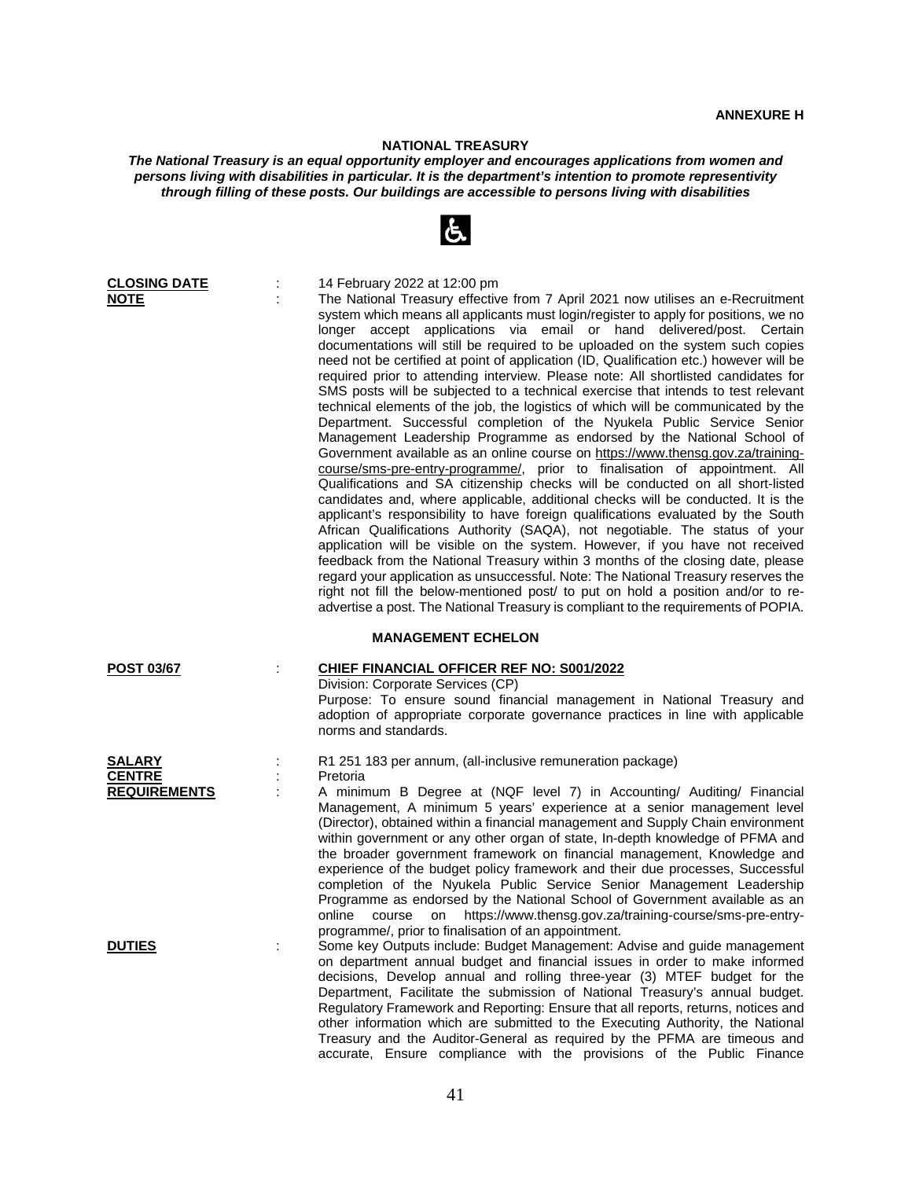**ANNEXURE H**

## NATIONAL TREASURY

***The National Treasury is an equal opportunity employer and encourages applications from women and persons living with disabilities in particular. It is the department's intention to promote representivity through filling of these posts. Our buildings are accessible to persons living with disabilities***

**CLOSING DATE** : 14 February 2022 at 12:00 pm

**NOTE** : The National Treasury effective from 7 April 2021 now utilises an e-Recruitment system which means all applicants must login/register to apply for positions, we no longer accept applications via email or hand delivered/post. Certain documentations will still be required to be uploaded on the system such copies need not be certified at point of application (ID, Qualification etc.) however will be required prior to attending interview. Please note: All shortlisted candidates for SMS posts will be subjected to a technical exercise that intends to test relevant technical elements of the job, the logistics of which will be communicated by the Department. Successful completion of the Nyukela Public Service Senior Management Leadership Programme as endorsed by the National School of Government available as an online course on https://www.thensg.gov.za/training-course/sms-pre-entry-programme/, prior to finalisation of appointment. All Qualifications and SA citizenship checks will be conducted on all short-listed candidates and, where applicable, additional checks will be conducted. It is the applicant's responsibility to have foreign qualifications evaluated by the South African Qualifications Authority (SAQA), not negotiable. The status of your application will be visible on the system. However, if you have not received feedback from the National Treasury within 3 months of the closing date, please regard your application as unsuccessful. Note: The National Treasury reserves the right not fill the below-mentioned post/ to put on hold a position and/or to re-advertise a post. The National Treasury is compliant to the requirements of POPIA.

### MANAGEMENT ECHELON

**POST 03/67** : **CHIEF FINANCIAL OFFICER REF NO: S001/2022**

Division: Corporate Services (CP)

Purpose: To ensure sound financial management in National Treasury and adoption of appropriate corporate governance practices in line with applicable norms and standards.

**SALARY** : R1 251 183 per annum, (all-inclusive remuneration package)

**CENTRE** : Pretoria

**REQUIREMENTS** : A minimum B Degree at (NQF level 7) in Accounting/ Auditing/ Financial Management, A minimum 5 years' experience at a senior management level (Director), obtained within a financial management and Supply Chain environment within government or any other organ of state, In-depth knowledge of PFMA and the broader government framework on financial management, Knowledge and experience of the budget policy framework and their due processes, Successful completion of the Nyukela Public Service Senior Management Leadership Programme as endorsed by the National School of Government available as an online course on https://www.thensg.gov.za/training-course/sms-pre-entry-programme/, prior to finalisation of an appointment.

**DUTIES** : Some key Outputs include: Budget Management: Advise and guide management on department annual budget and financial issues in order to make informed decisions, Develop annual and rolling three-year (3) MTEF budget for the Department, Facilitate the submission of National Treasury's annual budget. Regulatory Framework and Reporting: Ensure that all reports, returns, notices and other information which are submitted to the Executing Authority, the National Treasury and the Auditor-General as required by the PFMA are timeous and accurate, Ensure compliance with the provisions of the Public Finance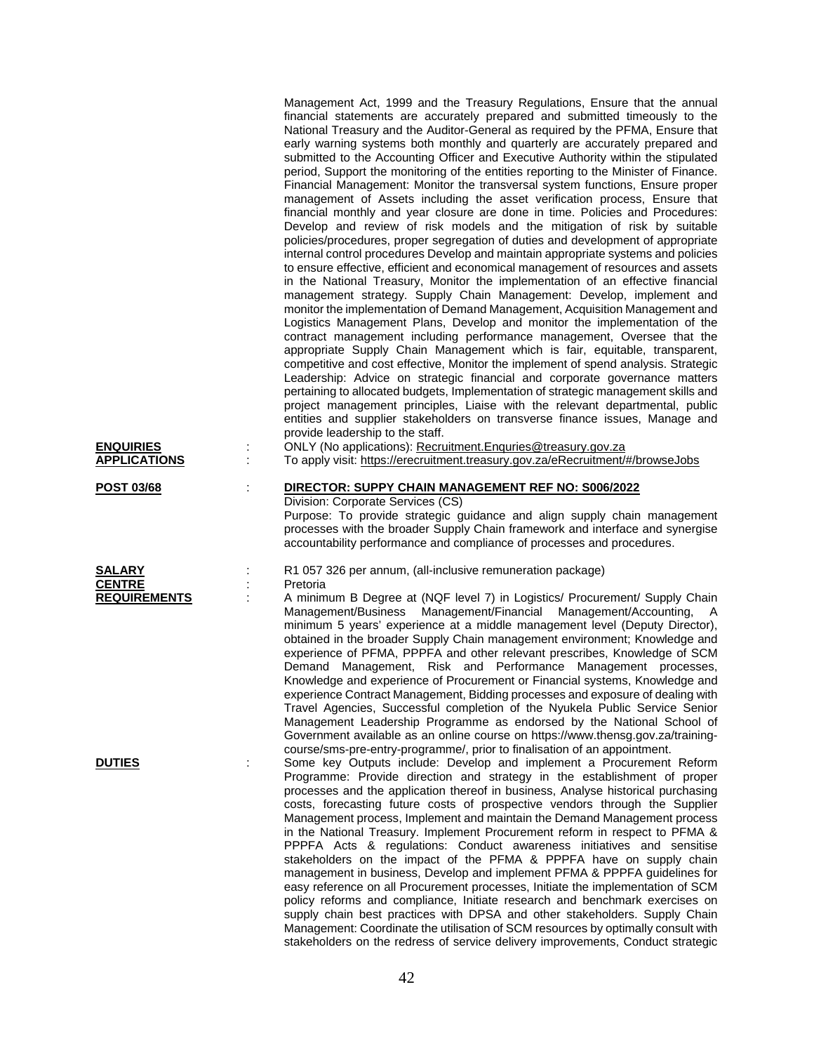Management Act, 1999 and the Treasury Regulations, Ensure that the annual financial statements are accurately prepared and submitted timeously to the National Treasury and the Auditor-General as required by the PFMA, Ensure that early warning systems both monthly and quarterly are accurately prepared and submitted to the Accounting Officer and Executive Authority within the stipulated period, Support the monitoring of the entities reporting to the Minister of Finance. Financial Management: Monitor the transversal system functions, Ensure proper management of Assets including the asset verification process, Ensure that financial monthly and year closure are done in time. Policies and Procedures: Develop and review of risk models and the mitigation of risk by suitable policies/procedures, proper segregation of duties and development of appropriate internal control procedures Develop and maintain appropriate systems and policies to ensure effective, efficient and economical management of resources and assets in the National Treasury, Monitor the implementation of an effective financial management strategy. Supply Chain Management: Develop, implement and monitor the implementation of Demand Management, Acquisition Management and Logistics Management Plans, Develop and monitor the implementation of the contract management including performance management, Oversee that the appropriate Supply Chain Management which is fair, equitable, transparent, competitive and cost effective, Monitor the implement of spend analysis. Strategic Leadership: Advice on strategic financial and corporate governance matters pertaining to allocated budgets, Implementation of strategic management skills and project management principles, Liaise with the relevant departmental, public entities and supplier stakeholders on transverse finance issues, Manage and provide leadership to the staff.

**ENQUIRIES** : ONLY (No applications): Recruitment.Enquries@treasury.gov.za

**APPLICATIONS** : To apply visit: https://erecruitment.treasury.gov.za/eRecruitment/#/browseJobs

**POST 03/68** : **DIRECTOR: SUPPY CHAIN MANAGEMENT REF NO: S006/2022**

Division: Corporate Services (CS)

Purpose: To provide strategic guidance and align supply chain management processes with the broader Supply Chain framework and interface and synergise accountability performance and compliance of processes and procedures.

**SALARY** : R1 057 326 per annum, (all-inclusive remuneration package)

**CENTRE** : Pretoria

**REQUIREMENTS** : A minimum B Degree at (NQF level 7) in Logistics/ Procurement/ Supply Chain Management/Business Management/Financial Management/Accounting, A minimum 5 years' experience at a middle management level (Deputy Director), obtained in the broader Supply Chain management environment; Knowledge and experience of PFMA, PPPFA and other relevant prescribes, Knowledge of SCM Demand Management, Risk and Performance Management processes, Knowledge and experience of Procurement or Financial systems, Knowledge and experience Contract Management, Bidding processes and exposure of dealing with Travel Agencies, Successful completion of the Nyukela Public Service Senior Management Leadership Programme as endorsed by the National School of Government available as an online course on https://www.thensg.gov.za/training-course/sms-pre-entry-programme/, prior to finalisation of an appointment.

**DUTIES** : Some key Outputs include: Develop and implement a Procurement Reform Programme: Provide direction and strategy in the establishment of proper processes and the application thereof in business, Analyse historical purchasing costs, forecasting future costs of prospective vendors through the Supplier Management process, Implement and maintain the Demand Management process in the National Treasury. Implement Procurement reform in respect to PFMA & PPPFA Acts & regulations: Conduct awareness initiatives and sensitise stakeholders on the impact of the PFMA & PPPFA have on supply chain management in business, Develop and implement PFMA & PPPFA guidelines for easy reference on all Procurement processes, Initiate the implementation of SCM policy reforms and compliance, Initiate research and benchmark exercises on supply chain best practices with DPSA and other stakeholders. Supply Chain Management: Coordinate the utilisation of SCM resources by optimally consult with stakeholders on the redress of service delivery improvements, Conduct strategic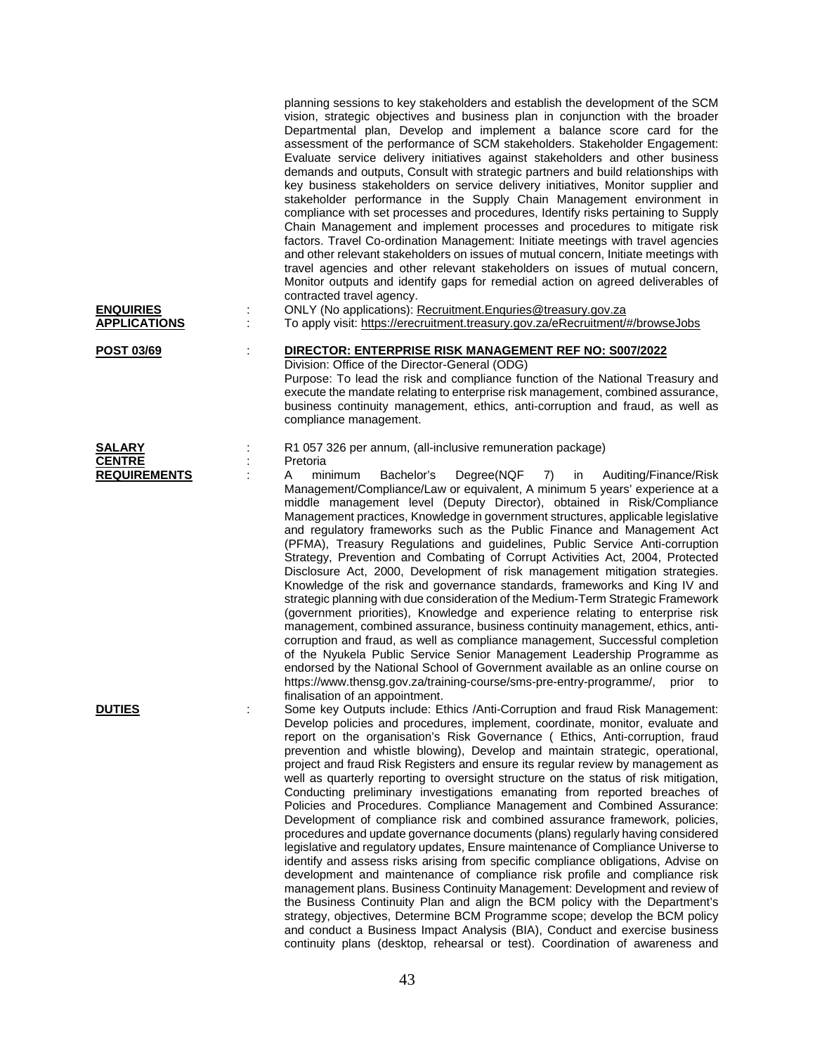planning sessions to key stakeholders and establish the development of the SCM vision, strategic objectives and business plan in conjunction with the broader Departmental plan, Develop and implement a balance score card for the assessment of the performance of SCM stakeholders. Stakeholder Engagement: Evaluate service delivery initiatives against stakeholders and other business demands and outputs, Consult with strategic partners and build relationships with key business stakeholders on service delivery initiatives, Monitor supplier and stakeholder performance in the Supply Chain Management environment in compliance with set processes and procedures, Identify risks pertaining to Supply Chain Management and implement processes and procedures to mitigate risk factors. Travel Co-ordination Management: Initiate meetings with travel agencies and other relevant stakeholders on issues of mutual concern, Initiate meetings with travel agencies and other relevant stakeholders on issues of mutual concern, Monitor outputs and identify gaps for remedial action on agreed deliverables of contracted travel agency.

**ENQUIRIES** : ONLY (No applications): Recruitment.Enquries@treasury.gov.za

**APPLICATIONS** : To apply visit: https://erecruitment.treasury.gov.za/eRecruitment/#/browseJobs

**POST 03/69** : **DIRECTOR: ENTERPRISE RISK MANAGEMENT REF NO: S007/2022**

Division: Office of the Director-General (ODG)

Purpose: To lead the risk and compliance function of the National Treasury and execute the mandate relating to enterprise risk management, combined assurance, business continuity management, ethics, anti-corruption and fraud, as well as compliance management.

**SALARY** : R1 057 326 per annum, (all-inclusive remuneration package)

**CENTRE** : Pretoria

**REQUIREMENTS** : A minimum Bachelor's Degree(NQF 7) in Auditing/Finance/Risk Management/Compliance/Law or equivalent, A minimum 5 years' experience at a middle management level (Deputy Director), obtained in Risk/Compliance Management practices, Knowledge in government structures, applicable legislative and regulatory frameworks such as the Public Finance and Management Act (PFMA), Treasury Regulations and guidelines, Public Service Anti-corruption Strategy, Prevention and Combating of Corrupt Activities Act, 2004, Protected Disclosure Act, 2000, Development of risk management mitigation strategies. Knowledge of the risk and governance standards, frameworks and King IV and strategic planning with due consideration of the Medium-Term Strategic Framework (government priorities), Knowledge and experience relating to enterprise risk management, combined assurance, business continuity management, ethics, anti-corruption and fraud, as well as compliance management, Successful completion of the Nyukela Public Service Senior Management Leadership Programme as endorsed by the National School of Government available as an online course on https://www.thensg.gov.za/training-course/sms-pre-entry-programme/, prior to finalisation of an appointment.

**DUTIES** : Some key Outputs include: Ethics /Anti-Corruption and fraud Risk Management: Develop policies and procedures, implement, coordinate, monitor, evaluate and report on the organisation's Risk Governance ( Ethics, Anti-corruption, fraud prevention and whistle blowing), Develop and maintain strategic, operational, project and fraud Risk Registers and ensure its regular review by management as well as quarterly reporting to oversight structure on the status of risk mitigation, Conducting preliminary investigations emanating from reported breaches of Policies and Procedures. Compliance Management and Combined Assurance: Development of compliance risk and combined assurance framework, policies, procedures and update governance documents (plans) regularly having considered legislative and regulatory updates, Ensure maintenance of Compliance Universe to identify and assess risks arising from specific compliance obligations, Advise on development and maintenance of compliance risk profile and compliance risk management plans. Business Continuity Management: Development and review of the Business Continuity Plan and align the BCM policy with the Department's strategy, objectives, Determine BCM Programme scope; develop the BCM policy and conduct a Business Impact Analysis (BIA), Conduct and exercise business continuity plans (desktop, rehearsal or test). Coordination of awareness and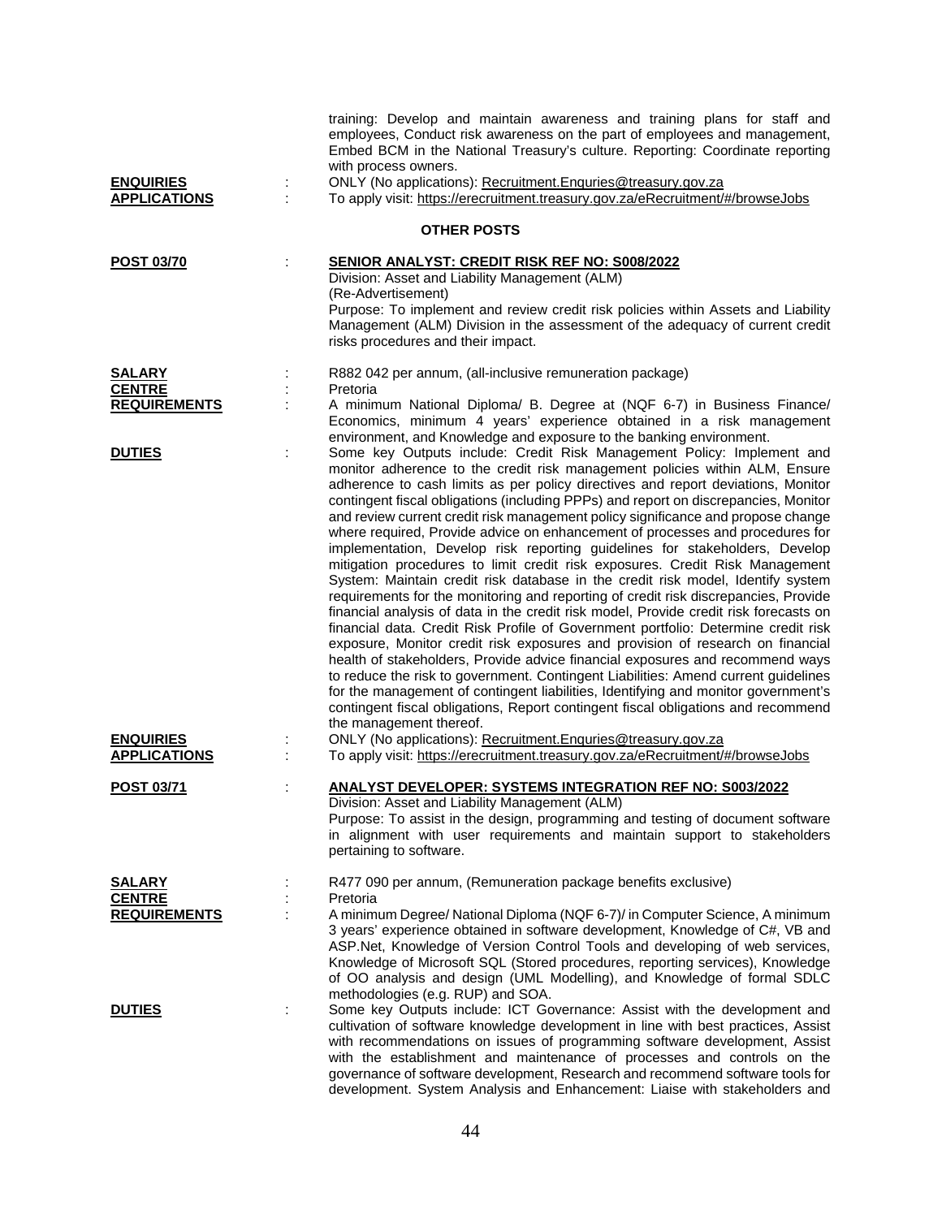training: Develop and maintain awareness and training plans for staff and employees, Conduct risk awareness on the part of employees and management, Embed BCM in the National Treasury's culture. Reporting: Coordinate reporting with process owners.

**ENQUIRIES** : ONLY (No applications): Recruitment.Enquries@treasury.gov.za

**APPLICATIONS** : To apply visit: https://erecruitment.treasury.gov.za/eRecruitment/#/browseJobs

## OTHER POSTS

**POST 03/70** : **SENIOR ANALYST: CREDIT RISK REF NO: S008/2022**

Division: Asset and Liability Management (ALM)

(Re-Advertisement)

Purpose: To implement and review credit risk policies within Assets and Liability Management (ALM) Division in the assessment of the adequacy of current credit risks procedures and their impact.

**SALARY** : R882 042 per annum, (all-inclusive remuneration package)

**CENTRE** : Pretoria

**REQUIREMENTS** : A minimum National Diploma/ B. Degree at (NQF 6-7) in Business Finance/ Economics, minimum 4 years' experience obtained in a risk management environment, and Knowledge and exposure to the banking environment.

**DUTIES** : Some key Outputs include: Credit Risk Management Policy: Implement and monitor adherence to the credit risk management policies within ALM, Ensure adherence to cash limits as per policy directives and report deviations, Monitor contingent fiscal obligations (including PPPs) and report on discrepancies, Monitor and review current credit risk management policy significance and propose change where required, Provide advice on enhancement of processes and procedures for implementation, Develop risk reporting guidelines for stakeholders, Develop mitigation procedures to limit credit risk exposures. Credit Risk Management System: Maintain credit risk database in the credit risk model, Identify system requirements for the monitoring and reporting of credit risk discrepancies, Provide financial analysis of data in the credit risk model, Provide credit risk forecasts on financial data. Credit Risk Profile of Government portfolio: Determine credit risk exposure, Monitor credit risk exposures and provision of research on financial health of stakeholders, Provide advice financial exposures and recommend ways to reduce the risk to government. Contingent Liabilities: Amend current guidelines for the management of contingent liabilities, Identifying and monitor government's contingent fiscal obligations, Report contingent fiscal obligations and recommend the management thereof.

**ENQUIRIES** : ONLY (No applications): Recruitment.Enquries@treasury.gov.za

**APPLICATIONS** : To apply visit: https://erecruitment.treasury.gov.za/eRecruitment/#/browseJobs

**POST 03/71** : **ANALYST DEVELOPER: SYSTEMS INTEGRATION REF NO: S003/2022**

Division: Asset and Liability Management (ALM)

Purpose: To assist in the design, programming and testing of document software in alignment with user requirements and maintain support to stakeholders pertaining to software.

**SALARY** : R477 090 per annum, (Remuneration package benefits exclusive)

**CENTRE** : Pretoria

**REQUIREMENTS** : A minimum Degree/ National Diploma (NQF 6-7)/ in Computer Science, A minimum 3 years' experience obtained in software development, Knowledge of C#, VB and ASP.Net, Knowledge of Version Control Tools and developing of web services, Knowledge of Microsoft SQL (Stored procedures, reporting services), Knowledge of OO analysis and design (UML Modelling), and Knowledge of formal SDLC methodologies (e.g. RUP) and SOA.

**DUTIES** : Some key Outputs include: ICT Governance: Assist with the development and cultivation of software knowledge development in line with best practices, Assist with recommendations on issues of programming software development, Assist with the establishment and maintenance of processes and controls on the governance of software development, Research and recommend software tools for development. System Analysis and Enhancement: Liaise with stakeholders and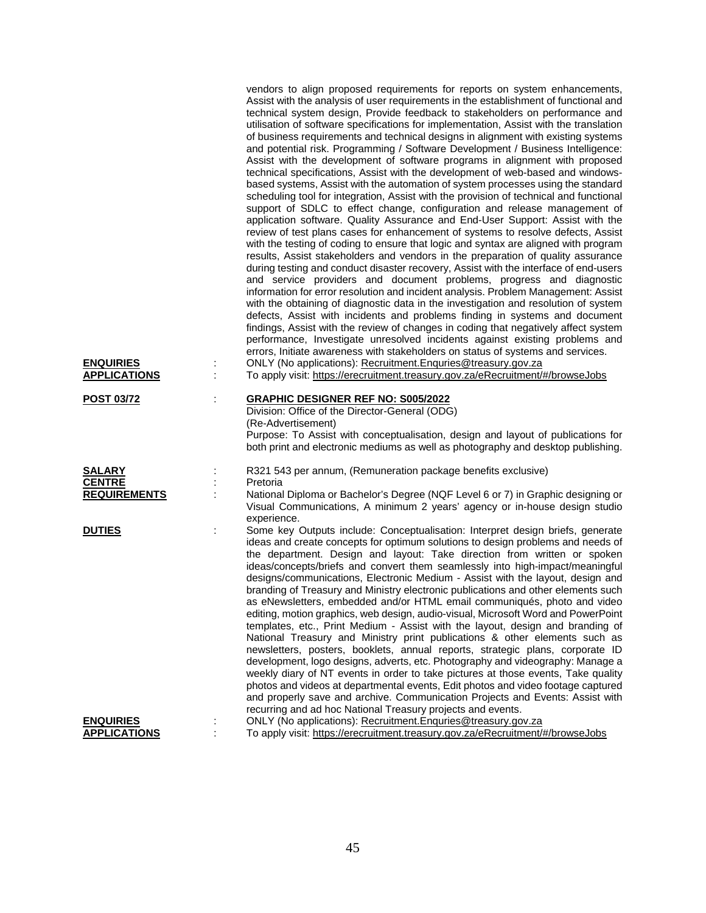vendors to align proposed requirements for reports on system enhancements, Assist with the analysis of user requirements in the establishment of functional and technical system design, Provide feedback to stakeholders on performance and utilisation of software specifications for implementation, Assist with the translation of business requirements and technical designs in alignment with existing systems and potential risk. Programming / Software Development / Business Intelligence: Assist with the development of software programs in alignment with proposed technical specifications, Assist with the development of web-based and windows-based systems, Assist with the automation of system processes using the standard scheduling tool for integration, Assist with the provision of technical and functional support of SDLC to effect change, configuration and release management of application software. Quality Assurance and End-User Support: Assist with the review of test plans cases for enhancement of systems to resolve defects, Assist with the testing of coding to ensure that logic and syntax are aligned with program results, Assist stakeholders and vendors in the preparation of quality assurance during testing and conduct disaster recovery, Assist with the interface of end-users and service providers and document problems, progress and diagnostic information for error resolution and incident analysis. Problem Management: Assist with the obtaining of diagnostic data in the investigation and resolution of system defects, Assist with incidents and problems finding in systems and document findings, Assist with the review of changes in coding that negatively affect system performance, Investigate unresolved incidents against existing problems and errors, Initiate awareness with stakeholders on status of systems and services.

**ENQUIRIES** : ONLY (No applications): Recruitment.Enquries@treasury.gov.za

**APPLICATIONS** : To apply visit: https://erecruitment.treasury.gov.za/eRecruitment/#/browseJobs

**POST 03/72** : **GRAPHIC DESIGNER REF NO: S005/2022**

Division: Office of the Director-General (ODG)
(Re-Advertisement)
Purpose: To Assist with conceptualisation, design and layout of publications for both print and electronic mediums as well as photography and desktop publishing.

**SALARY** : R321 543 per annum, (Remuneration package benefits exclusive)

**CENTRE** : Pretoria

**REQUIREMENTS** : National Diploma or Bachelor's Degree (NQF Level 6 or 7) in Graphic designing or Visual Communications, A minimum 2 years' agency or in-house design studio experience.

**DUTIES** : Some key Outputs include: Conceptualisation: Interpret design briefs, generate ideas and create concepts for optimum solutions to design problems and needs of the department. Design and layout: Take direction from written or spoken ideas/concepts/briefs and convert them seamlessly into high-impact/meaningful designs/communications, Electronic Medium - Assist with the layout, design and branding of Treasury and Ministry electronic publications and other elements such as eNewsletters, embedded and/or HTML email communiqués, photo and video editing, motion graphics, web design, audio-visual, Microsoft Word and PowerPoint templates, etc., Print Medium - Assist with the layout, design and branding of National Treasury and Ministry print publications & other elements such as newsletters, posters, booklets, annual reports, strategic plans, corporate ID development, logo designs, adverts, etc. Photography and videography: Manage a weekly diary of NT events in order to take pictures at those events, Take quality photos and videos at departmental events, Edit photos and video footage captured and properly save and archive. Communication Projects and Events: Assist with recurring and ad hoc National Treasury projects and events.

**ENQUIRIES** : ONLY (No applications): Recruitment.Enquries@treasury.gov.za

**APPLICATIONS** : To apply visit: https://erecruitment.treasury.gov.za/eRecruitment/#/browseJobs